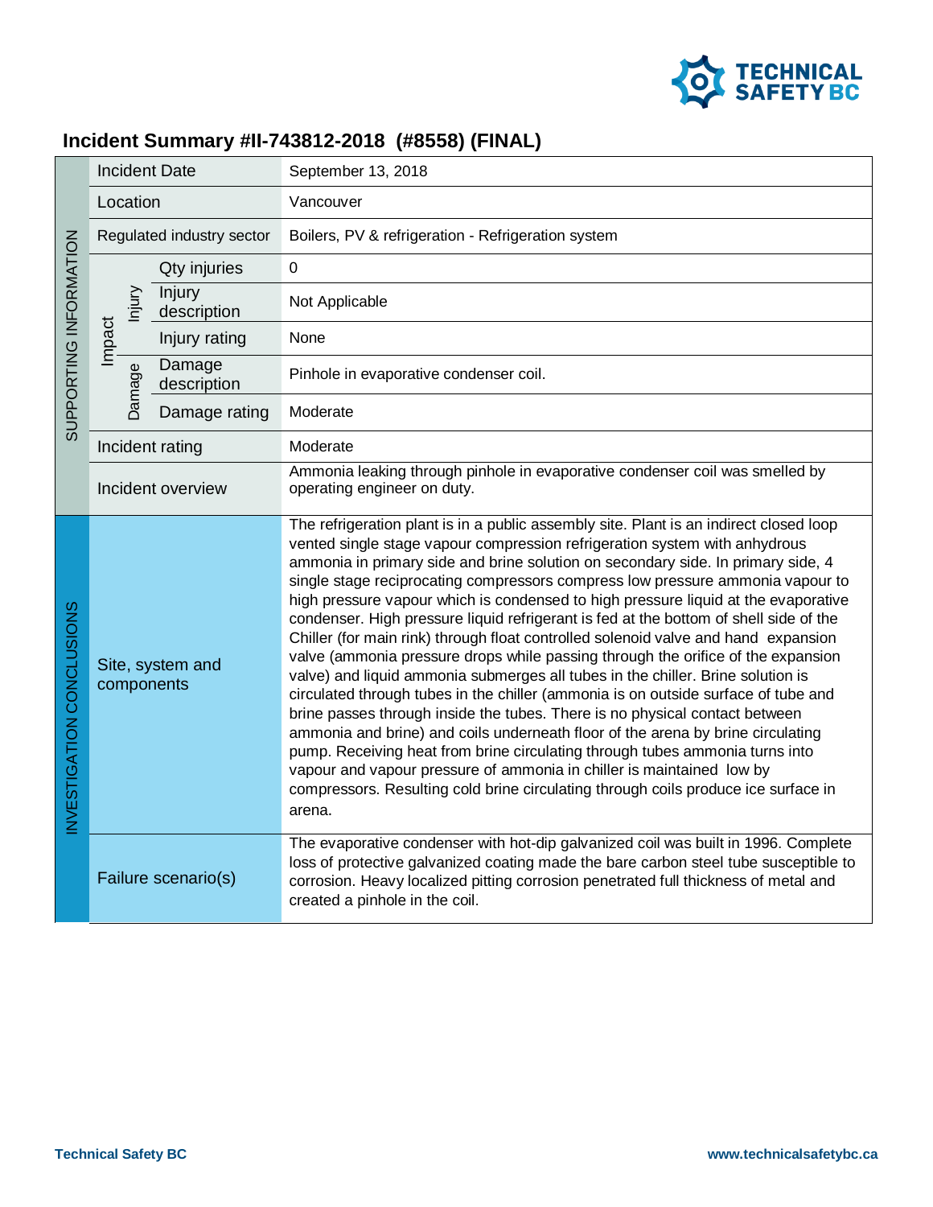# Incident Summary #II-743812-2018 (#8558) (FINAL)

| | | | |
|---|---|---|---|
| SUPPORTING INFORMATION | Incident Date | | September 13, 2018 |
| | Location | | Vancouver |
| | Regulated industry sector | | Boilers, PV & refrigeration - Refrigeration system |
| | Impact – Injury | Qty injuries | 0 |
| | | Injury description | Not Applicable |
| | | Injury rating | None |
| | Impact – Damage | Damage description | Pinhole in evaporative condenser coil. |
| | | Damage rating | Moderate |
| | Incident rating | | Moderate |
| | Incident overview | | Ammonia leaking through pinhole in evaporative condenser coil was smelled by operating engineer on duty. |
| INVESTIGATION CONCLUSIONS | Site, system and components | | The refrigeration plant is in a public assembly site. Plant is an indirect closed loop vented single stage vapour compression refrigeration system with anhydrous ammonia in primary side and brine solution on secondary side. In primary side, 4 single stage reciprocating compressors compress low pressure ammonia vapour to high pressure vapour which is condensed to high pressure liquid at the evaporative condenser. High pressure liquid refrigerant is fed at the bottom of shell side of the Chiller (for main rink) through float controlled solenoid valve and hand expansion valve (ammonia pressure drops while passing through the orifice of the expansion valve) and liquid ammonia submerges all tubes in the chiller. Brine solution is circulated through tubes in the chiller (ammonia is on outside surface of tube and brine passes through inside the tubes. There is no physical contact between ammonia and brine) and coils underneath floor of the arena by brine circulating pump. Receiving heat from brine circulating through tubes ammonia turns into vapour and vapour pressure of ammonia in chiller is maintained low by compressors. Resulting cold brine circulating through coils produce ice surface in arena. |
| | Failure scenario(s) | | The evaporative condenser with hot-dip galvanized coil was built in 1996. Complete loss of protective galvanized coating made the bare carbon steel tube susceptible to corrosion. Heavy localized pitting corrosion penetrated full thickness of metal and created a pinhole in the coil. |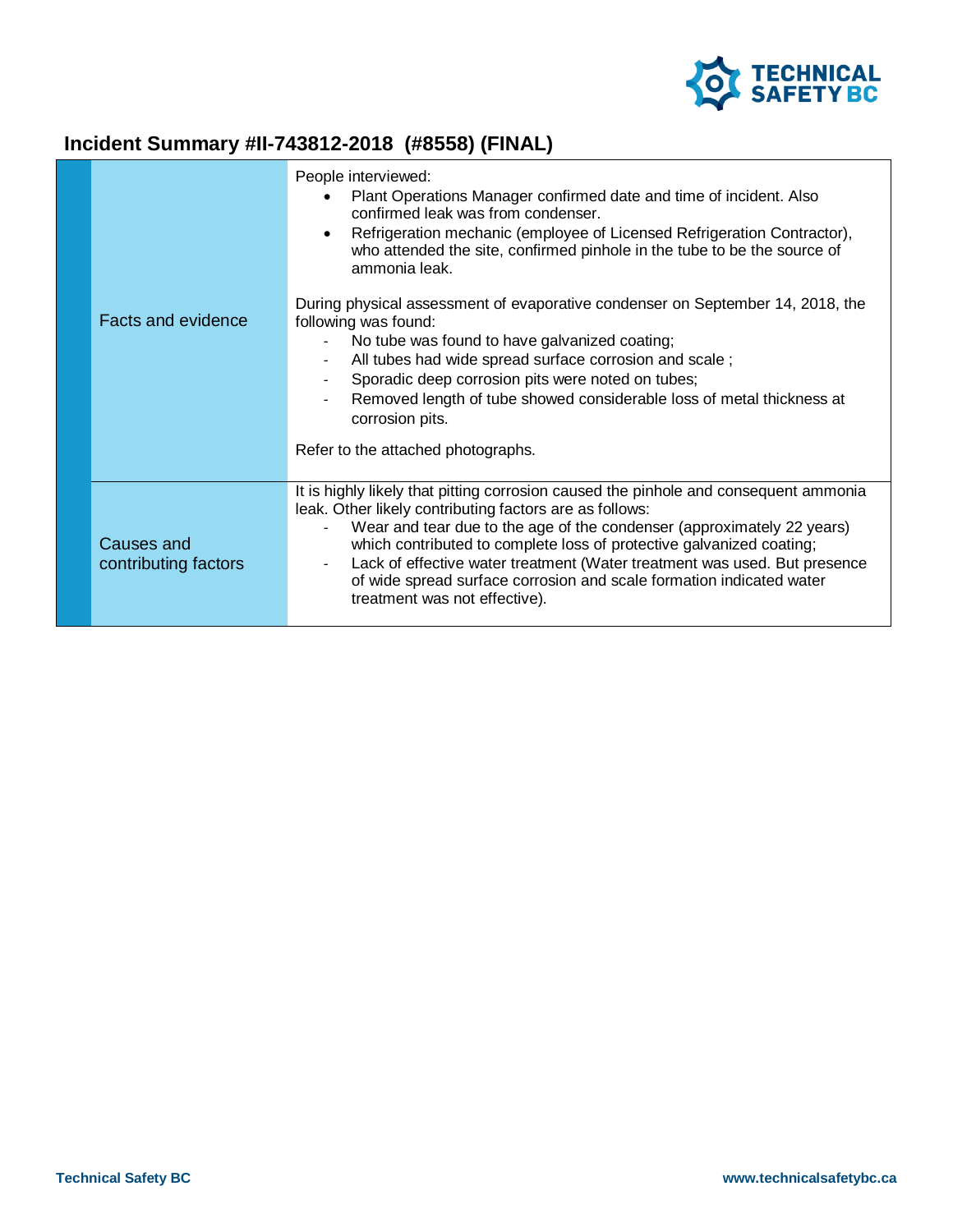## Incident Summary #II-743812-2018 (#8558) (FINAL)

| | |
|---|---|
| Facts and evidence | People interviewed:<br>• Plant Operations Manager confirmed date and time of incident. Also confirmed leak was from condenser.<br>• Refrigeration mechanic (employee of Licensed Refrigeration Contractor), who attended the site, confirmed pinhole in the tube to be the source of ammonia leak.<br><br>During physical assessment of evaporative condenser on September 14, 2018, the following was found:<br>- No tube was found to have galvanized coating;<br>- All tubes had wide spread surface corrosion and scale ;<br>- Sporadic deep corrosion pits were noted on tubes;<br>- Removed length of tube showed considerable loss of metal thickness at corrosion pits.<br><br>Refer to the attached photographs. |
| Causes and contributing factors | It is highly likely that pitting corrosion caused the pinhole and consequent ammonia leak. Other likely contributing factors are as follows:<br>- Wear and tear due to the age of the condenser (approximately 22 years) which contributed to complete loss of protective galvanized coating;<br>- Lack of effective water treatment (Water treatment was used. But presence of wide spread surface corrosion and scale formation indicated water treatment was not effective). |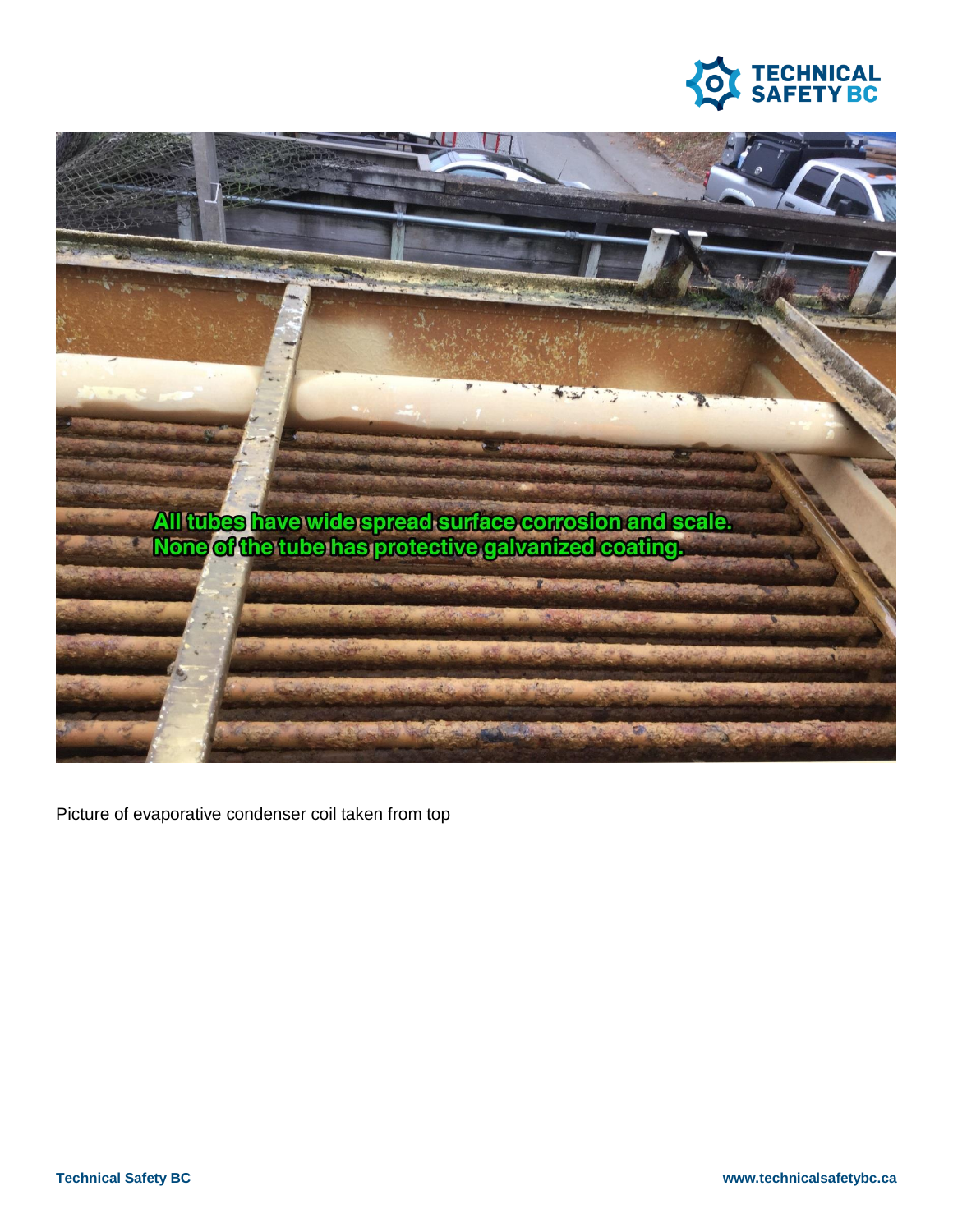All tubes have wide spread surface corrosion and scale.
None of the tube has protective galvanized coating.

Picture of evaporative condenser coil taken from top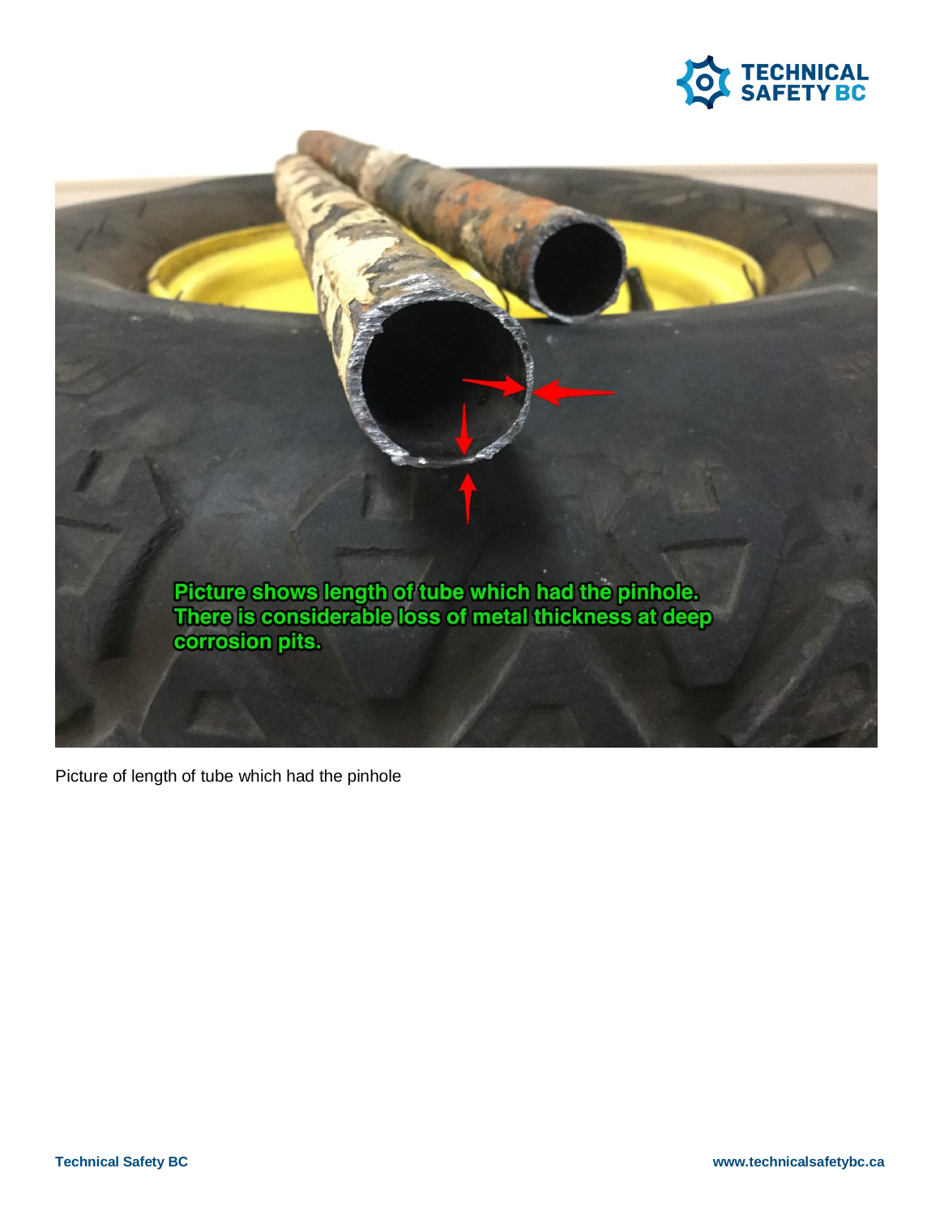Picture shows length of tube which had the pinhole.
There is considerable loss of metal thickness at deep corrosion pits.

Picture of length of tube which had the pinhole